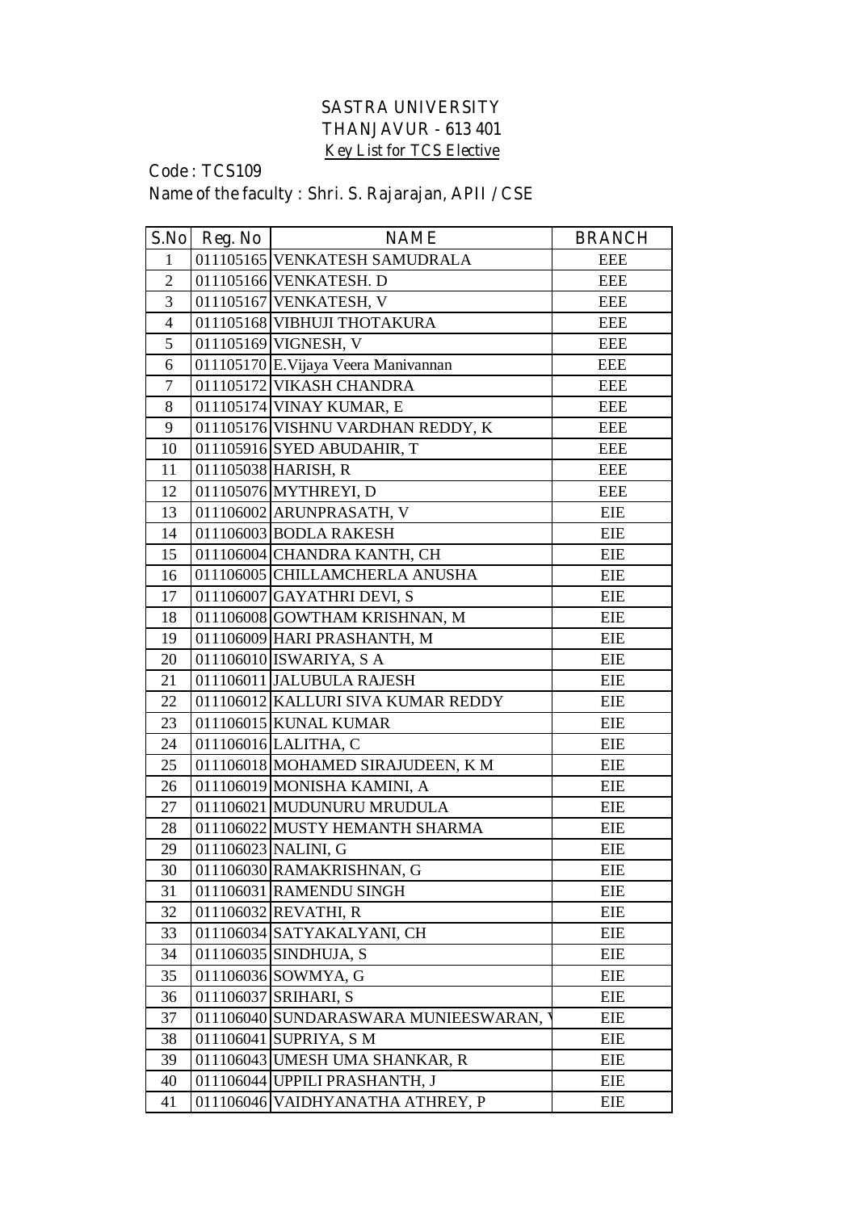# SASTRA UNIVERSITY
## THANJAVUR - 613 401
### Key List for TCS Elective

Code : TCS109

Name of the faculty : Shri. S. Rajarajan, APII / CSE

| S.No | Reg. No | NAME | BRANCH |
|---|---|---|---|
| 1 | 011105165 | VENKATESH SAMUDRALA | EEE |
| 2 | 011105166 | VENKATESH. D | EEE |
| 3 | 011105167 | VENKATESH, V | EEE |
| 4 | 011105168 | VIBHUJI THOTAKURA | EEE |
| 5 | 011105169 | VIGNESH, V | EEE |
| 6 | 011105170 | E.Vijaya Veera Manivannan | EEE |
| 7 | 011105172 | VIKASH CHANDRA | EEE |
| 8 | 011105174 | VINAY KUMAR, E | EEE |
| 9 | 011105176 | VISHNU VARDHAN REDDY, K | EEE |
| 10 | 011105916 | SYED ABUDAHIR, T | EEE |
| 11 | 011105038 | HARISH, R | EEE |
| 12 | 011105076 | MYTHREYI, D | EEE |
| 13 | 011106002 | ARUNPRASATH, V | EIE |
| 14 | 011106003 | BODLA RAKESH | EIE |
| 15 | 011106004 | CHANDRA KANTH, CH | EIE |
| 16 | 011106005 | CHILLAMCHERLA ANUSHA | EIE |
| 17 | 011106007 | GAYATHRI DEVI, S | EIE |
| 18 | 011106008 | GOWTHAM KRISHNAN, M | EIE |
| 19 | 011106009 | HARI PRASHANTH, M | EIE |
| 20 | 011106010 | ISWARIYA, S A | EIE |
| 21 | 011106011 | JALUBULA RAJESH | EIE |
| 22 | 011106012 | KALLURI SIVA KUMAR REDDY | EIE |
| 23 | 011106015 | KUNAL KUMAR | EIE |
| 24 | 011106016 | LALITHA, C | EIE |
| 25 | 011106018 | MOHAMED SIRAJUDEEN, K M | EIE |
| 26 | 011106019 | MONISHA KAMINI, A | EIE |
| 27 | 011106021 | MUDUNURU MRUDULA | EIE |
| 28 | 011106022 | MUSTY HEMANTH SHARMA | EIE |
| 29 | 011106023 | NALINI, G | EIE |
| 30 | 011106030 | RAMAKRISHNAN, G | EIE |
| 31 | 011106031 | RAMENDU SINGH | EIE |
| 32 | 011106032 | REVATHI, R | EIE |
| 33 | 011106034 | SATYAKALYANI, CH | EIE |
| 34 | 011106035 | SINDHUJA, S | EIE |
| 35 | 011106036 | SOWMYA, G | EIE |
| 36 | 011106037 | SRIHARI, S | EIE |
| 37 | 011106040 | SUNDARASWARA MUNIEESWARAN, V | EIE |
| 38 | 011106041 | SUPRIYA, S M | EIE |
| 39 | 011106043 | UMESH UMA SHANKAR, R | EIE |
| 40 | 011106044 | UPPILI PRASHANTH, J | EIE |
| 41 | 011106046 | VAIDHYANATHA ATHREY, P | EIE |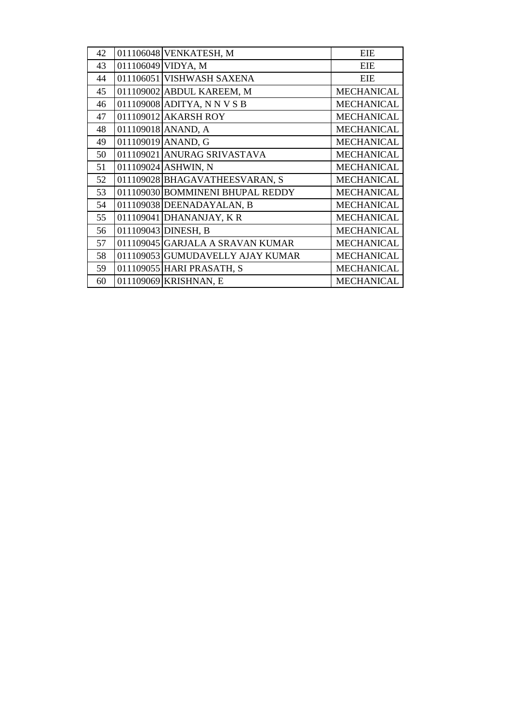| | | | |
|---|---|---|---|
| 42 | 011106048 | VENKATESH, M | EIE |
| 43 | 011106049 | VIDYA, M | EIE |
| 44 | 011106051 | VISHWASH SAXENA | EIE |
| 45 | 011109002 | ABDUL KAREEM, M | MECHANICAL |
| 46 | 011109008 | ADITYA, N N V S B | MECHANICAL |
| 47 | 011109012 | AKARSH ROY | MECHANICAL |
| 48 | 011109018 | ANAND, A | MECHANICAL |
| 49 | 011109019 | ANAND, G | MECHANICAL |
| 50 | 011109021 | ANURAG SRIVASTAVA | MECHANICAL |
| 51 | 011109024 | ASHWIN, N | MECHANICAL |
| 52 | 011109028 | BHAGAVATHEESVARAN, S | MECHANICAL |
| 53 | 011109030 | BOMMINENI BHUPAL REDDY | MECHANICAL |
| 54 | 011109038 | DEENADAYALAN, B | MECHANICAL |
| 55 | 011109041 | DHANANJAY, K R | MECHANICAL |
| 56 | 011109043 | DINESH, B | MECHANICAL |
| 57 | 011109045 | GARJALA A SRAVAN KUMAR | MECHANICAL |
| 58 | 011109053 | GUMUDAVELLY AJAY KUMAR | MECHANICAL |
| 59 | 011109055 | HARI PRASATH, S | MECHANICAL |
| 60 | 011109069 | KRISHNAN, E | MECHANICAL |